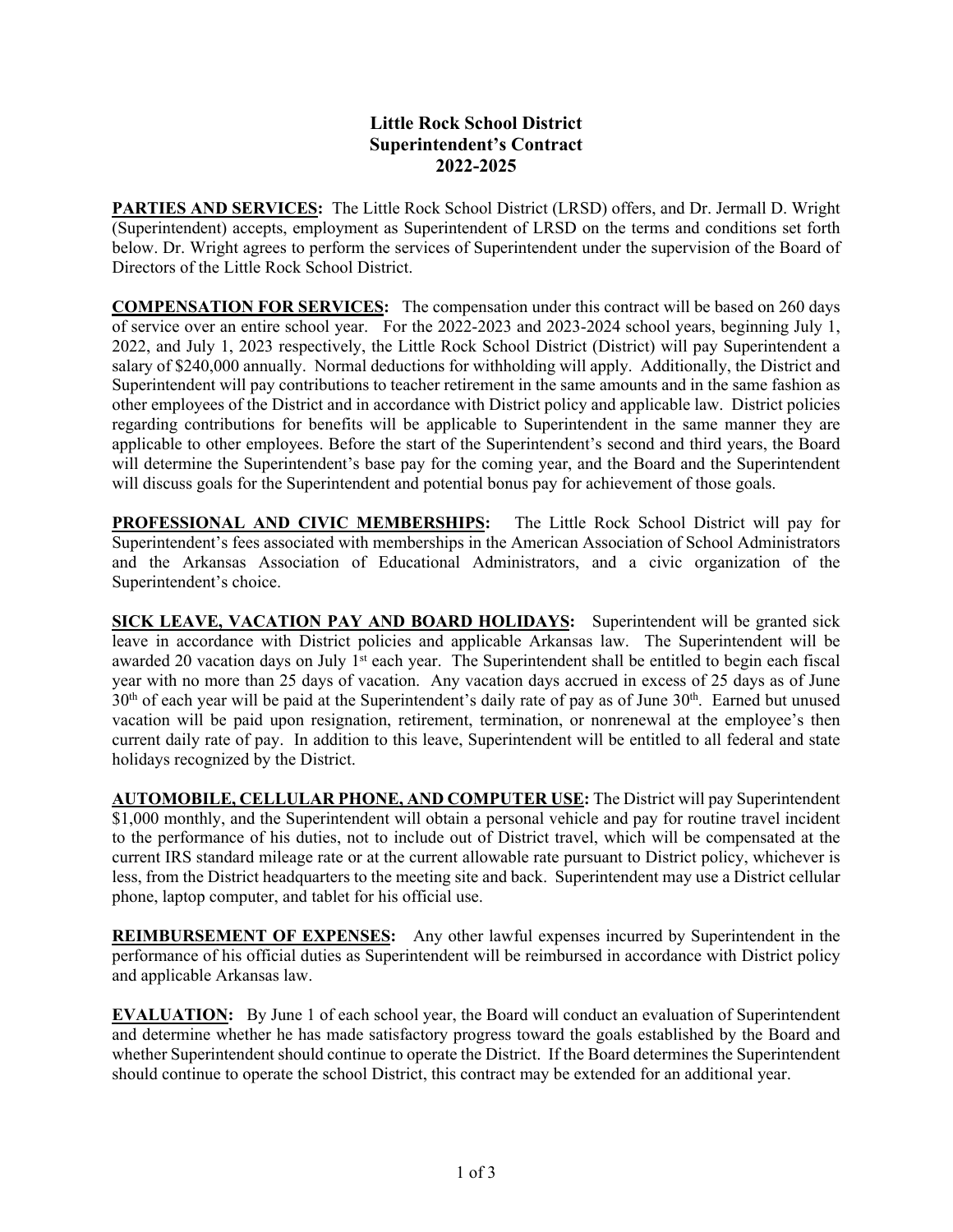# Little Rock School District
# Superintendent's Contract
# 2022-2025

**PARTIES AND SERVICES:** The Little Rock School District (LRSD) offers, and Dr. Jermall D. Wright (Superintendent) accepts, employment as Superintendent of LRSD on the terms and conditions set forth below. Dr. Wright agrees to perform the services of Superintendent under the supervision of the Board of Directors of the Little Rock School District.

**COMPENSATION FOR SERVICES:** The compensation under this contract will be based on 260 days of service over an entire school year. For the 2022-2023 and 2023-2024 school years, beginning July 1, 2022, and July 1, 2023 respectively, the Little Rock School District (District) will pay Superintendent a salary of $240,000 annually. Normal deductions for withholding will apply. Additionally, the District and Superintendent will pay contributions to teacher retirement in the same amounts and in the same fashion as other employees of the District and in accordance with District policy and applicable law. District policies regarding contributions for benefits will be applicable to Superintendent in the same manner they are applicable to other employees. Before the start of the Superintendent's second and third years, the Board will determine the Superintendent's base pay for the coming year, and the Board and the Superintendent will discuss goals for the Superintendent and potential bonus pay for achievement of those goals.

**PROFESSIONAL AND CIVIC MEMBERSHIPS:** The Little Rock School District will pay for Superintendent's fees associated with memberships in the American Association of School Administrators and the Arkansas Association of Educational Administrators, and a civic organization of the Superintendent's choice.

**SICK LEAVE, VACATION PAY AND BOARD HOLIDAYS:** Superintendent will be granted sick leave in accordance with District policies and applicable Arkansas law. The Superintendent will be awarded 20 vacation days on July 1st each year. The Superintendent shall be entitled to begin each fiscal year with no more than 25 days of vacation. Any vacation days accrued in excess of 25 days as of June 30th of each year will be paid at the Superintendent's daily rate of pay as of June 30th. Earned but unused vacation will be paid upon resignation, retirement, termination, or nonrenewal at the employee's then current daily rate of pay. In addition to this leave, Superintendent will be entitled to all federal and state holidays recognized by the District.

**AUTOMOBILE, CELLULAR PHONE, AND COMPUTER USE:** The District will pay Superintendent $1,000 monthly, and the Superintendent will obtain a personal vehicle and pay for routine travel incident to the performance of his duties, not to include out of District travel, which will be compensated at the current IRS standard mileage rate or at the current allowable rate pursuant to District policy, whichever is less, from the District headquarters to the meeting site and back. Superintendent may use a District cellular phone, laptop computer, and tablet for his official use.

**REIMBURSEMENT OF EXPENSES:** Any other lawful expenses incurred by Superintendent in the performance of his official duties as Superintendent will be reimbursed in accordance with District policy and applicable Arkansas law.

**EVALUATION:** By June 1 of each school year, the Board will conduct an evaluation of Superintendent and determine whether he has made satisfactory progress toward the goals established by the Board and whether Superintendent should continue to operate the District. If the Board determines the Superintendent should continue to operate the school District, this contract may be extended for an additional year.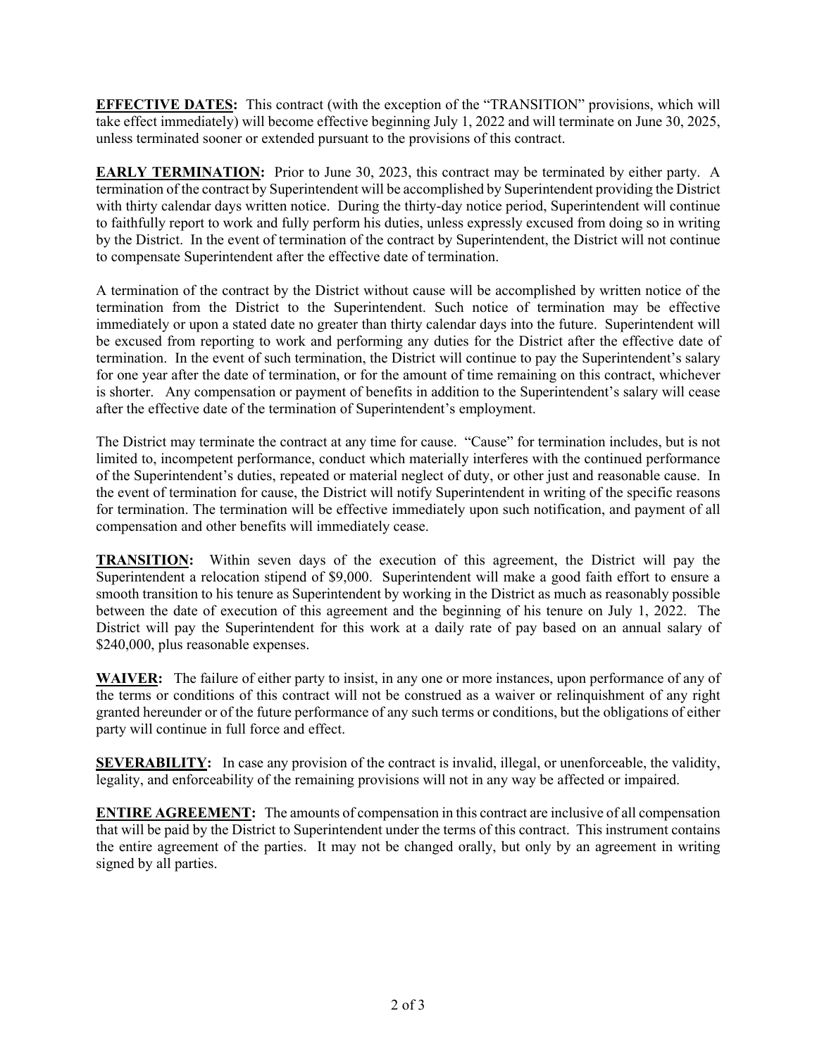**EFFECTIVE DATES:** This contract (with the exception of the "TRANSITION" provisions, which will take effect immediately) will become effective beginning July 1, 2022 and will terminate on June 30, 2025, unless terminated sooner or extended pursuant to the provisions of this contract.

**EARLY TERMINATION:** Prior to June 30, 2023, this contract may be terminated by either party. A termination of the contract by Superintendent will be accomplished by Superintendent providing the District with thirty calendar days written notice. During the thirty-day notice period, Superintendent will continue to faithfully report to work and fully perform his duties, unless expressly excused from doing so in writing by the District. In the event of termination of the contract by Superintendent, the District will not continue to compensate Superintendent after the effective date of termination.

A termination of the contract by the District without cause will be accomplished by written notice of the termination from the District to the Superintendent. Such notice of termination may be effective immediately or upon a stated date no greater than thirty calendar days into the future. Superintendent will be excused from reporting to work and performing any duties for the District after the effective date of termination. In the event of such termination, the District will continue to pay the Superintendent's salary for one year after the date of termination, or for the amount of time remaining on this contract, whichever is shorter. Any compensation or payment of benefits in addition to the Superintendent's salary will cease after the effective date of the termination of Superintendent's employment.

The District may terminate the contract at any time for cause. "Cause" for termination includes, but is not limited to, incompetent performance, conduct which materially interferes with the continued performance of the Superintendent's duties, repeated or material neglect of duty, or other just and reasonable cause. In the event of termination for cause, the District will notify Superintendent in writing of the specific reasons for termination. The termination will be effective immediately upon such notification, and payment of all compensation and other benefits will immediately cease.

**TRANSITION:** Within seven days of the execution of this agreement, the District will pay the Superintendent a relocation stipend of $9,000. Superintendent will make a good faith effort to ensure a smooth transition to his tenure as Superintendent by working in the District as much as reasonably possible between the date of execution of this agreement and the beginning of his tenure on July 1, 2022. The District will pay the Superintendent for this work at a daily rate of pay based on an annual salary of $240,000, plus reasonable expenses.

**WAIVER:** The failure of either party to insist, in any one or more instances, upon performance of any of the terms or conditions of this contract will not be construed as a waiver or relinquishment of any right granted hereunder or of the future performance of any such terms or conditions, but the obligations of either party will continue in full force and effect.

**SEVERABILITY:** In case any provision of the contract is invalid, illegal, or unenforceable, the validity, legality, and enforceability of the remaining provisions will not in any way be affected or impaired.

**ENTIRE AGREEMENT:** The amounts of compensation in this contract are inclusive of all compensation that will be paid by the District to Superintendent under the terms of this contract. This instrument contains the entire agreement of the parties. It may not be changed orally, but only by an agreement in writing signed by all parties.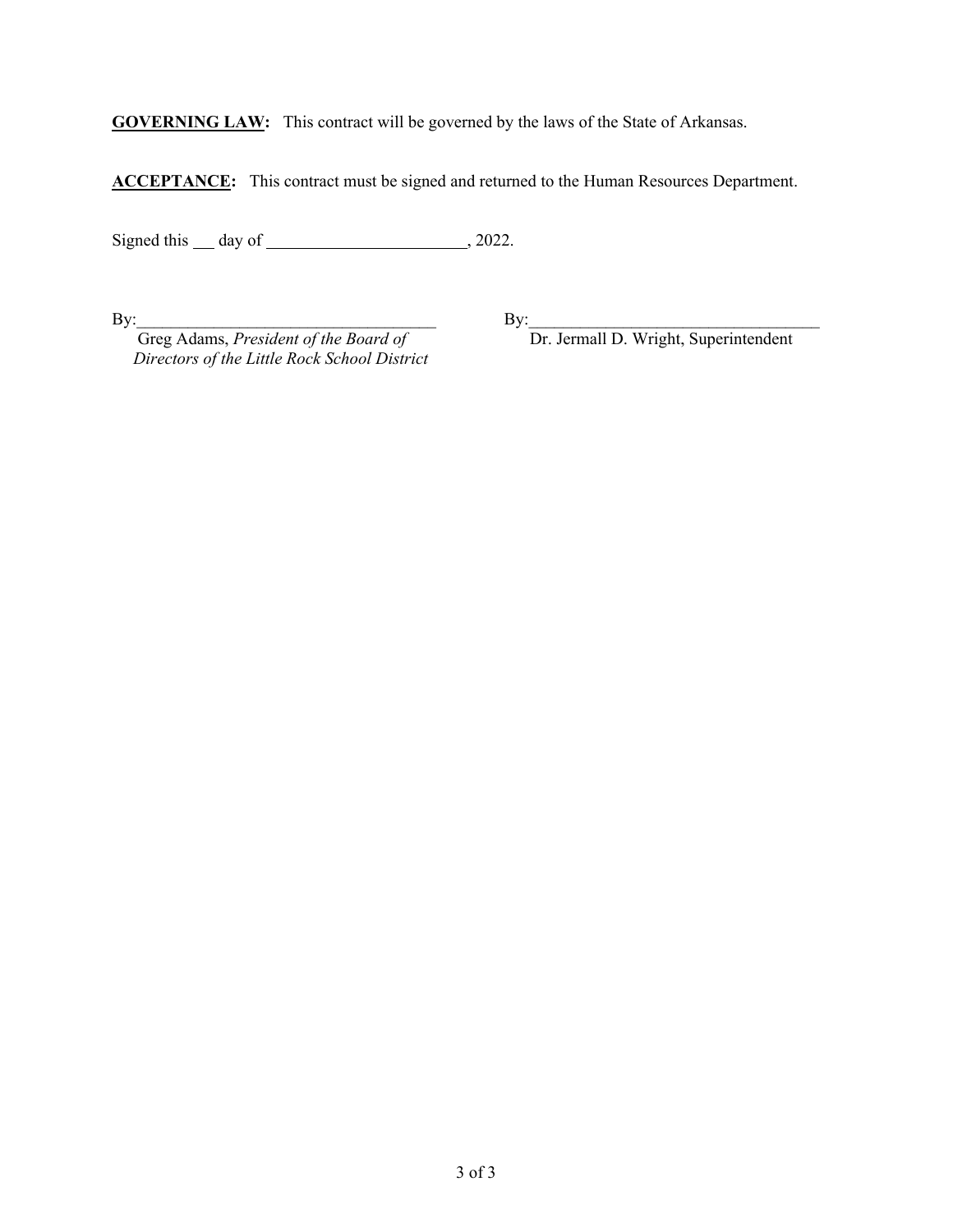**<u>GOVERNING LAW</u>:** This contract will be governed by the laws of the State of Arkansas.

**<u>ACCEPTANCE</u>:** This contract must be signed and returned to the Human Resources Department.

Signed this ___ day of ________________________, 2022.

By:___________________________________
Greg Adams, *President of the Board of Directors of the Little Rock School District*

By:__________________________________
Dr. Jermall D. Wright, Superintendent